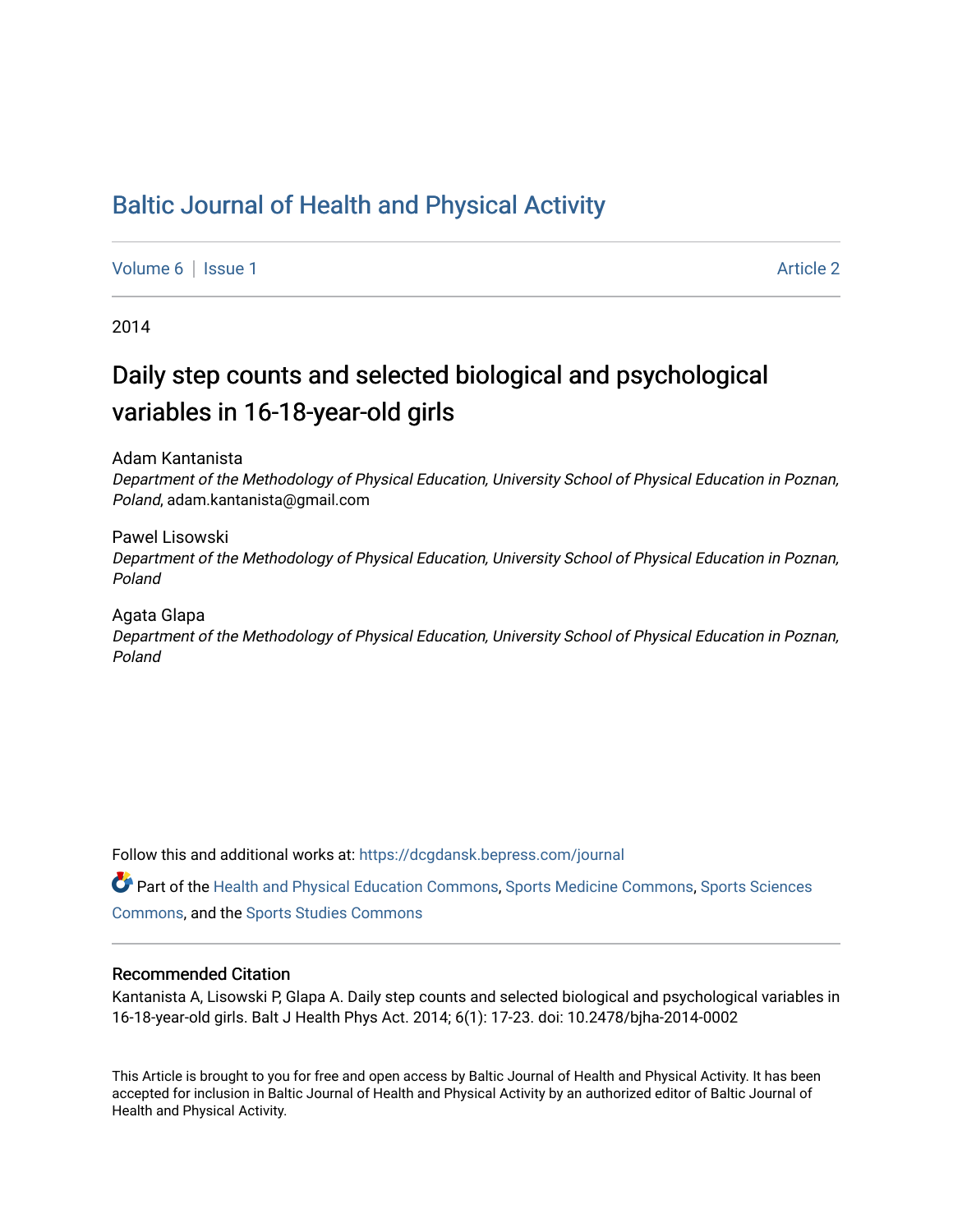# Baltic Journal of Health and Physical Activity

Volume 6 | Issue 1 Article 2

2014

## Daily step counts and selected biological and psychological variables in 16-18-year-old girls

Adam Kantanista
*Department of the Methodology of Physical Education, University School of Physical Education in Poznan, Poland*, adam.kantanista@gmail.com

Pawel Lisowski
*Department of the Methodology of Physical Education, University School of Physical Education in Poznan, Poland*

Agata Glapa
*Department of the Methodology of Physical Education, University School of Physical Education in Poznan, Poland*

Follow this and additional works at: https://dcgdansk.bepress.com/journal

Part of the Health and Physical Education Commons, Sports Medicine Commons, Sports Sciences Commons, and the Sports Studies Commons

### Recommended Citation

Kantanista A, Lisowski P, Glapa A. Daily step counts and selected biological and psychological variables in 16-18-year-old girls. Balt J Health Phys Act. 2014; 6(1): 17-23. doi: 10.2478/bjha-2014-0002

This Article is brought to you for free and open access by Baltic Journal of Health and Physical Activity. It has been accepted for inclusion in Baltic Journal of Health and Physical Activity by an authorized editor of Baltic Journal of Health and Physical Activity.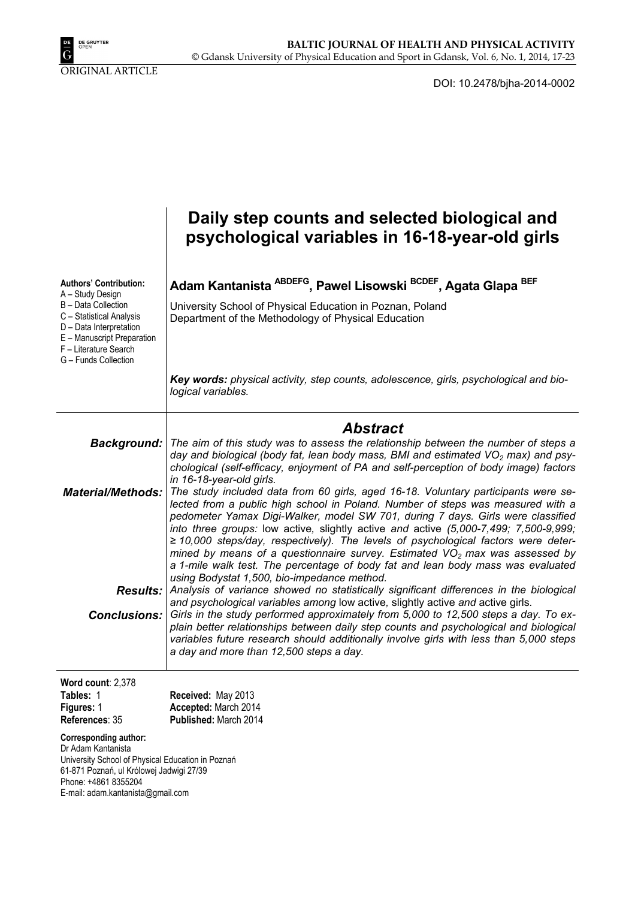ORIGINAL ARTICLE

DOI: 10.2478/bjha-2014-0002

# Daily step counts and selected biological and psychological variables in 16-18-year-old girls

**Authors' Contribution:**
A – Study Design
B – Data Collection
C – Statistical Analysis
D – Data Interpretation
E – Manuscript Preparation
F – Literature Search
G – Funds Collection

**Adam Kantanista [ABDEFG], Pawel Lisowski [BCDEF], Agata Glapa [BEF]**

University School of Physical Education in Poznan, Poland
Department of the Methodology of Physical Education

***Key words:*** *physical activity, step counts, adolescence, girls, psychological and biological variables.*

## *Abstract*

***Background:*** *The aim of this study was to assess the relationship between the number of steps a day and biological (body fat, lean body mass, BMI and estimated $VO_2$ max) and psychological (self-efficacy, enjoyment of PA and self-perception of body image) factors in 16-18-year-old girls.*

***Material/Methods:*** *The study included data from 60 girls, aged 16-18. Voluntary participants were selected from a public high school in Poland. Number of steps was measured with a pedometer Yamax Digi-Walker, model SW 701, during 7 days. Girls were classified into three groups:* low active*,* slightly active *and* active *(5,000-7,499; 7,500-9,999; ≥ 10,000 steps/day, respectively). The levels of psychological factors were determined by means of a questionnaire survey. Estimated $VO_2$ max was assessed by a 1-mile walk test. The percentage of body fat and lean body mass was evaluated using Bodystat 1,500, bio-impedance method.*

***Results:*** *Analysis of variance showed no statistically significant differences in the biological and psychological variables among* low active, slightly active *and* active girls.

***Conclusions:*** *Girls in the study performed approximately from 5,000 to 12,500 steps a day. To explain better relationships between daily step counts and psychological and biological variables future research should additionally involve girls with less than 5,000 steps a day and more than 12,500 steps a day.*

**Word count**: 2,378
**Tables:** 1
**Figures:** 1
**References**: 35

**Received:** May 2013
**Accepted:** March 2014
**Published:** March 2014

**Corresponding author:**
Dr Adam Kantanista
University School of Physical Education in Poznań
61-871 Poznań, ul Królowej Jadwigi 27/39
Phone: +4861 8355204
E-mail: adam.kantanista@gmail.com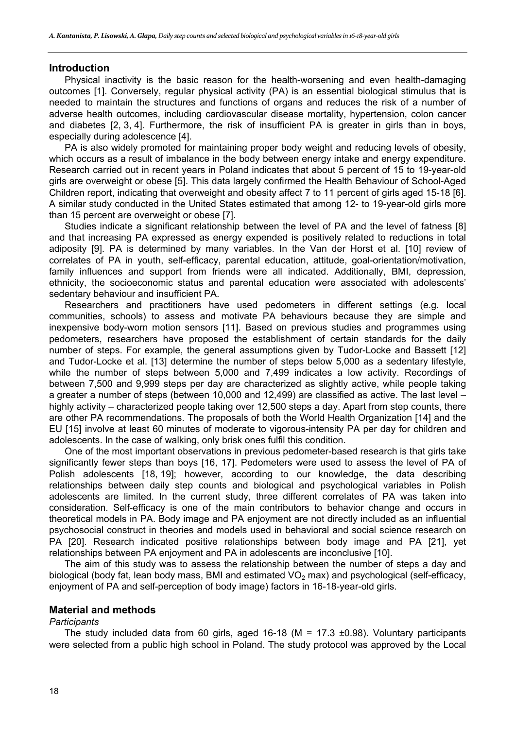## Introduction

Physical inactivity is the basic reason for the health-worsening and even health-damaging outcomes [1]. Conversely, regular physical activity (PA) is an essential biological stimulus that is needed to maintain the structures and functions of organs and reduces the risk of a number of adverse health outcomes, including cardiovascular disease mortality, hypertension, colon cancer and diabetes [2, 3, 4]. Furthermore, the risk of insufficient PA is greater in girls than in boys, especially during adolescence [4].

PA is also widely promoted for maintaining proper body weight and reducing levels of obesity, which occurs as a result of imbalance in the body between energy intake and energy expenditure. Research carried out in recent years in Poland indicates that about 5 percent of 15 to 19-year-old girls are overweight or obese [5]. This data largely confirmed the Health Behaviour of School-Aged Children report, indicating that overweight and obesity affect 7 to 11 percent of girls aged 15-18 [6]. A similar study conducted in the United States estimated that among 12- to 19-year-old girls more than 15 percent are overweight or obese [7].

Studies indicate a significant relationship between the level of PA and the level of fatness [8] and that increasing PA expressed as energy expended is positively related to reductions in total adiposity [9]. PA is determined by many variables. In the Van der Horst et al. [10] review of correlates of PA in youth, self-efficacy, parental education, attitude, goal-orientation/motivation, family influences and support from friends were all indicated. Additionally, BMI, depression, ethnicity, the socioeconomic status and parental education were associated with adolescents' sedentary behaviour and insufficient PA.

Researchers and practitioners have used pedometers in different settings (e.g. local communities, schools) to assess and motivate PA behaviours because they are simple and inexpensive body-worn motion sensors [11]. Based on previous studies and programmes using pedometers, researchers have proposed the establishment of certain standards for the daily number of steps. For example, the general assumptions given by Tudor-Locke and Bassett [12] and Tudor-Locke et al. [13] determine the number of steps below 5,000 as a sedentary lifestyle, while the number of steps between 5,000 and 7,499 indicates a low activity. Recordings of between 7,500 and 9,999 steps per day are characterized as slightly active, while people taking a greater a number of steps (between 10,000 and 12,499) are classified as active. The last level – highly activity – characterized people taking over 12,500 steps a day. Apart from step counts, there are other PA recommendations. The proposals of both the World Health Organization [14] and the EU [15] involve at least 60 minutes of moderate to vigorous-intensity PA per day for children and adolescents. In the case of walking, only brisk ones fulfil this condition.

One of the most important observations in previous pedometer-based research is that girls take significantly fewer steps than boys [16, 17]. Pedometers were used to assess the level of PA of Polish adolescents [18, 19]; however, according to our knowledge, the data describing relationships between daily step counts and biological and psychological variables in Polish adolescents are limited. In the current study, three different correlates of PA was taken into consideration. Self-efficacy is one of the main contributors to behavior change and occurs in theoretical models in PA. Body image and PA enjoyment are not directly included as an influential psychosocial construct in theories and models used in behavioral and social science research on PA [20]. Research indicated positive relationships between body image and PA [21], yet relationships between PA enjoyment and PA in adolescents are inconclusive [10].

The aim of this study was to assess the relationship between the number of steps a day and biological (body fat, lean body mass, BMI and estimated $VO_2$ max) and psychological (self-efficacy, enjoyment of PA and self-perception of body image) factors in 16-18-year-old girls.

## Material and methods

*Participants*

The study included data from 60 girls, aged 16-18 (M = 17.3 ±0.98). Voluntary participants were selected from a public high school in Poland. The study protocol was approved by the Local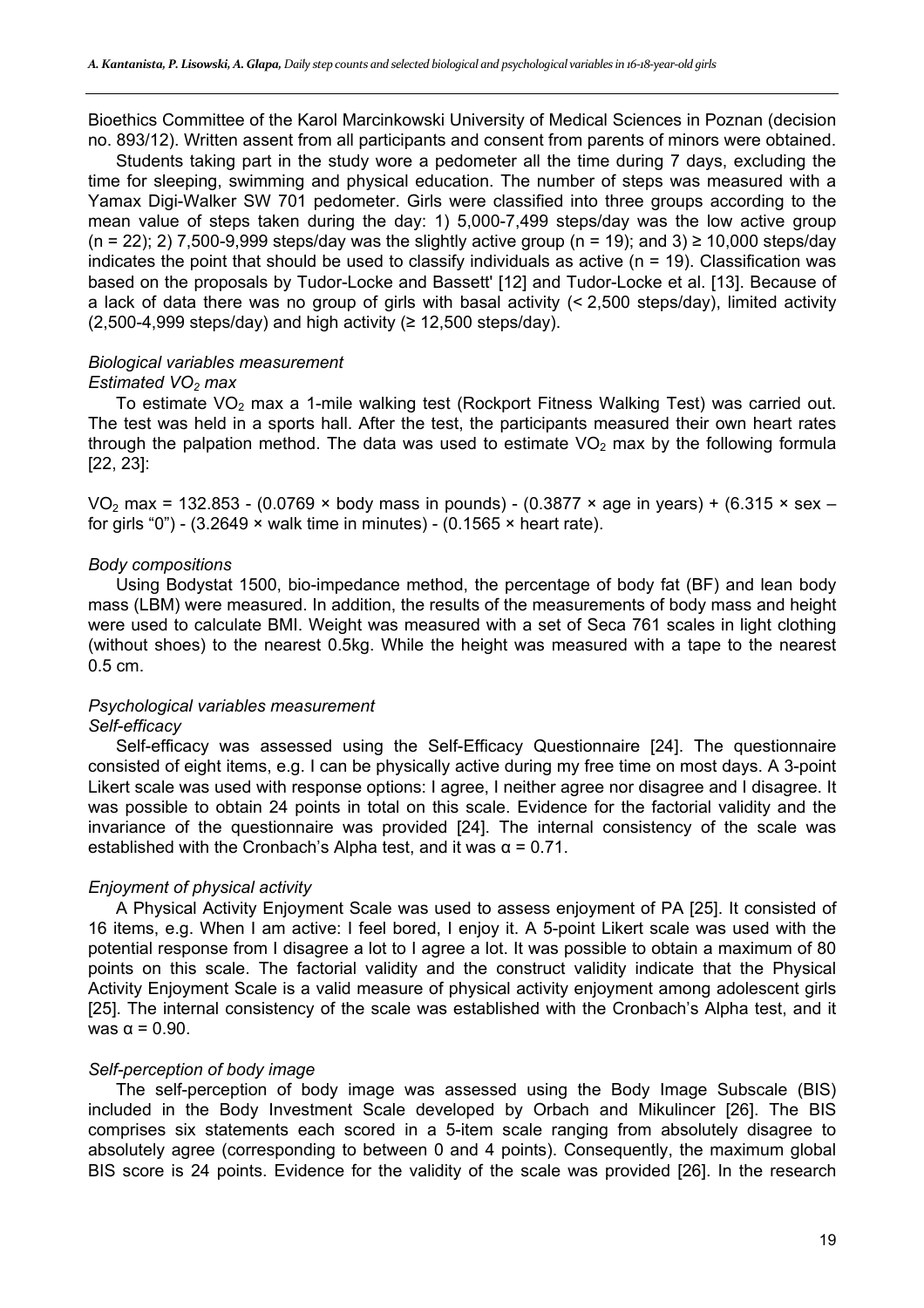Bioethics Committee of the Karol Marcinkowski University of Medical Sciences in Poznan (decision no. 893/12). Written assent from all participants and consent from parents of minors were obtained.

Students taking part in the study wore a pedometer all the time during 7 days, excluding the time for sleeping, swimming and physical education. The number of steps was measured with a Yamax Digi-Walker SW 701 pedometer. Girls were classified into three groups according to the mean value of steps taken during the day: 1) 5,000-7,499 steps/day was the low active group ($n = 22$); 2) 7,500-9,999 steps/day was the slightly active group ($n = 19$); and 3) ≥ 10,000 steps/day indicates the point that should be used to classify individuals as active ($n = 19$). Classification was based on the proposals by Tudor-Locke and Bassett' [12] and Tudor-Locke et al. [13]. Because of a lack of data there was no group of girls with basal activity (< 2,500 steps/day), limited activity (2,500-4,999 steps/day) and high activity (≥ 12,500 steps/day).

*Biological variables measurement*

*Estimated $VO_2$ max*

To estimate $VO_2$ max a 1-mile walking test (Rockport Fitness Walking Test) was carried out. The test was held in a sports hall. After the test, the participants measured their own heart rates through the palpation method. The data was used to estimate $VO_2$ max by the following formula [22, 23]:

$VO_2$ max = 132.853 - (0.0769 × body mass in pounds) - (0.3877 × age in years) + (6.315 × sex – for girls "0") - (3.2649 × walk time in minutes) - (0.1565 × heart rate).

*Body compositions*

Using Bodystat 1500, bio-impedance method, the percentage of body fat (BF) and lean body mass (LBM) were measured. In addition, the results of the measurements of body mass and height were used to calculate BMI. Weight was measured with a set of Seca 761 scales in light clothing (without shoes) to the nearest 0.5kg. While the height was measured with a tape to the nearest 0.5 cm.

*Psychological variables measurement*

*Self-efficacy*

Self-efficacy was assessed using the Self-Efficacy Questionnaire [24]. The questionnaire consisted of eight items, e.g. I can be physically active during my free time on most days. A 3-point Likert scale was used with response options: I agree, I neither agree nor disagree and I disagree. It was possible to obtain 24 points in total on this scale. Evidence for the factorial validity and the invariance of the questionnaire was provided [24]. The internal consistency of the scale was established with the Cronbach's Alpha test, and it was $\alpha = 0.71$.

*Enjoyment of physical activity*

A Physical Activity Enjoyment Scale was used to assess enjoyment of PA [25]. It consisted of 16 items, e.g. When I am active: I feel bored, I enjoy it. A 5-point Likert scale was used with the potential response from I disagree a lot to I agree a lot. It was possible to obtain a maximum of 80 points on this scale. The factorial validity and the construct validity indicate that the Physical Activity Enjoyment Scale is a valid measure of physical activity enjoyment among adolescent girls [25]. The internal consistency of the scale was established with the Cronbach's Alpha test, and it was $\alpha = 0.90$.

*Self-perception of body image*

The self-perception of body image was assessed using the Body Image Subscale (BIS) included in the Body Investment Scale developed by Orbach and Mikulincer [26]. The BIS comprises six statements each scored in a 5-item scale ranging from absolutely disagree to absolutely agree (corresponding to between 0 and 4 points). Consequently, the maximum global BIS score is 24 points. Evidence for the validity of the scale was provided [26]. In the research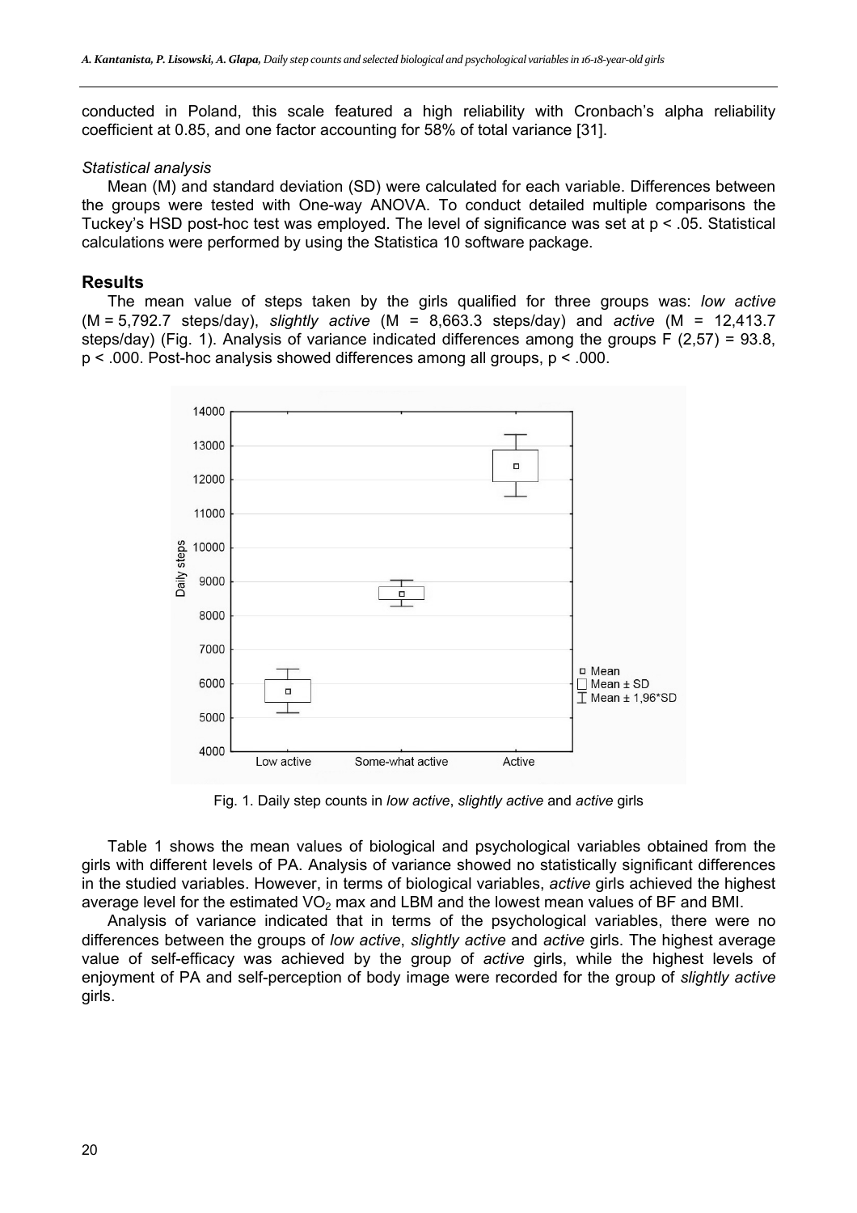conducted in Poland, this scale featured a high reliability with Cronbach's alpha reliability coefficient at 0.85, and one factor accounting for 58% of total variance [31].

*Statistical analysis*

Mean (M) and standard deviation (SD) were calculated for each variable. Differences between the groups were tested with One-way ANOVA. To conduct detailed multiple comparisons the Tuckey's HSD post-hoc test was employed. The level of significance was set at $p < .05$. Statistical calculations were performed by using the Statistica 10 software package.

## Results

The mean value of steps taken by the girls qualified for three groups was: *low active* (M = 5,792.7 steps/day), *slightly active* (M = 8,663.3 steps/day) and *active* (M = 12,413.7 steps/day) (Fig. 1). Analysis of variance indicated differences among the groups $F(2,57) = 93.8$, $p < .000$. Post-hoc analysis showed differences among all groups, $p < .000$.

Fig. 1. Daily step counts in *low active*, *slightly active* and *active* girls

Table 1 shows the mean values of biological and psychological variables obtained from the girls with different levels of PA. Analysis of variance showed no statistically significant differences in the studied variables. However, in terms of biological variables, *active* girls achieved the highest average level for the estimated $VO_2$ max and LBM and the lowest mean values of BF and BMI.

Analysis of variance indicated that in terms of the psychological variables, there were no differences between the groups of *low active*, *slightly active* and *active* girls. The highest average value of self-efficacy was achieved by the group of *active* girls, while the highest levels of enjoyment of PA and self-perception of body image were recorded for the group of *slightly active* girls.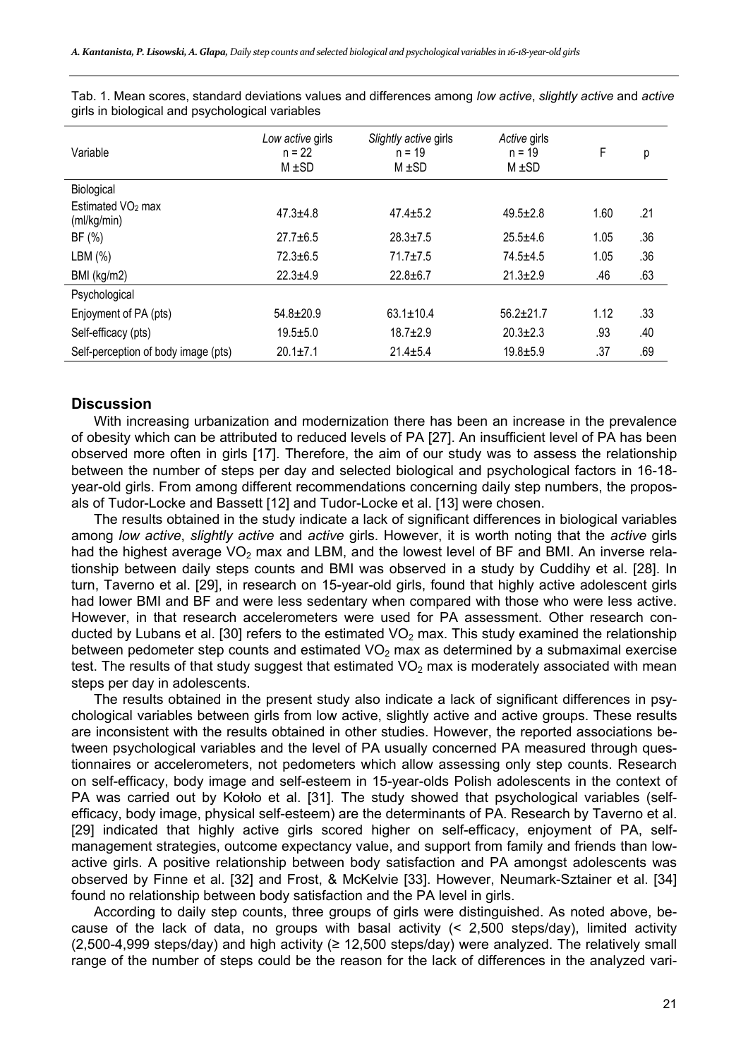Tab. 1. Mean scores, standard deviations values and differences among *low active*, *slightly active* and *active* girls in biological and psychological variables

| Variable | *Low active* girls n = 22 M ±SD | *Slightly active* girls n = 19 M ±SD | *Active* girls n = 19 M ±SD | F | p |
|---|---|---|---|---|---|
| Biological | | | | | |
| Estimated $VO_2$ max (ml/kg/min) | 47.3±4.8 | 47.4±5.2 | 49.5±2.8 | 1.60 | .21 |
| BF (%) | 27.7±6.5 | 28.3±7.5 | 25.5±4.6 | 1.05 | .36 |
| LBM (%) | 72.3±6.5 | 71.7±7.5 | 74.5±4.5 | 1.05 | .36 |
| BMI (kg/m2) | 22.3±4.9 | 22.8±6.7 | 21.3±2.9 | .46 | .63 |
| Psychological | | | | | |
| Enjoyment of PA (pts) | 54.8±20.9 | 63.1±10.4 | 56.2±21.7 | 1.12 | .33 |
| Self-efficacy (pts) | 19.5±5.0 | 18.7±2.9 | 20.3±2.3 | .93 | .40 |
| Self-perception of body image (pts) | 20.1±7.1 | 21.4±5.4 | 19.8±5.9 | .37 | .69 |

## Discussion

With increasing urbanization and modernization there has been an increase in the prevalence of obesity which can be attributed to reduced levels of PA [27]. An insufficient level of PA has been observed more often in girls [17]. Therefore, the aim of our study was to assess the relationship between the number of steps per day and selected biological and psychological factors in 16-18-year-old girls. From among different recommendations concerning daily step numbers, the proposals of Tudor-Locke and Bassett [12] and Tudor-Locke et al. [13] were chosen.

The results obtained in the study indicate a lack of significant differences in biological variables among *low active*, *slightly active* and *active* girls. However, it is worth noting that the *active* girls had the highest average $VO_2$ max and LBM, and the lowest level of BF and BMI. An inverse relationship between daily steps counts and BMI was observed in a study by Cuddihy et al. [28]. In turn, Taverno et al. [29], in research on 15-year-old girls, found that highly active adolescent girls had lower BMI and BF and were less sedentary when compared with those who were less active. However, in that research accelerometers were used for PA assessment. Other research conducted by Lubans et al. [30] refers to the estimated $VO_2$ max. This study examined the relationship between pedometer step counts and estimated $VO_2$ max as determined by a submaximal exercise test. The results of that study suggest that estimated $VO_2$ max is moderately associated with mean steps per day in adolescents.

The results obtained in the present study also indicate a lack of significant differences in psychological variables between girls from low active, slightly active and active groups. These results are inconsistent with the results obtained in other studies. However, the reported associations between psychological variables and the level of PA usually concerned PA measured through questionnaires or accelerometers, not pedometers which allow assessing only step counts. Research on self-efficacy, body image and self-esteem in 15-year-olds Polish adolescents in the context of PA was carried out by Kołoło et al. [31]. The study showed that psychological variables (self-efficacy, body image, physical self-esteem) are the determinants of PA. Research by Taverno et al. [29] indicated that highly active girls scored higher on self-efficacy, enjoyment of PA, self-management strategies, outcome expectancy value, and support from family and friends than low-active girls. A positive relationship between body satisfaction and PA amongst adolescents was observed by Finne et al. [32] and Frost, & McKelvie [33]. However, Neumark-Sztainer et al. [34] found no relationship between body satisfaction and the PA level in girls.

According to daily step counts, three groups of girls were distinguished. As noted above, because of the lack of data, no groups with basal activity (< 2,500 steps/day), limited activity (2,500-4,999 steps/day) and high activity (≥ 12,500 steps/day) were analyzed. The relatively small range of the number of steps could be the reason for the lack of differences in the analyzed vari-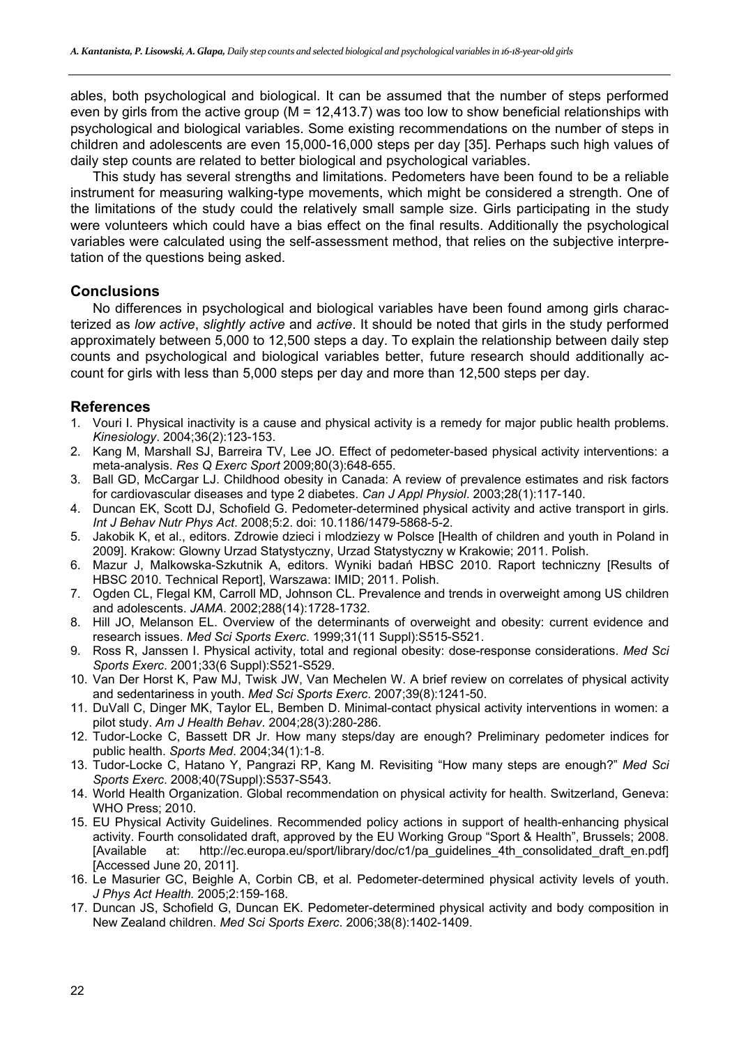ables, both psychological and biological. It can be assumed that the number of steps performed even by girls from the active group (M = 12,413.7) was too low to show beneficial relationships with psychological and biological variables. Some existing recommendations on the number of steps in children and adolescents are even 15,000-16,000 steps per day [35]. Perhaps such high values of daily step counts are related to better biological and psychological variables.

This study has several strengths and limitations. Pedometers have been found to be a reliable instrument for measuring walking-type movements, which might be considered a strength. One of the limitations of the study could the relatively small sample size. Girls participating in the study were volunteers which could have a bias effect on the final results. Additionally the psychological variables were calculated using the self-assessment method, that relies on the subjective interpretation of the questions being asked.

## Conclusions

No differences in psychological and biological variables have been found among girls characterized as *low active*, *slightly active* and *active*. It should be noted that girls in the study performed approximately between 5,000 to 12,500 steps a day. To explain the relationship between daily step counts and psychological and biological variables better, future research should additionally account for girls with less than 5,000 steps per day and more than 12,500 steps per day.

## References

1. Vouri I. Physical inactivity is a cause and physical activity is a remedy for major public health problems. *Kinesiology*. 2004;36(2):123-153.
2. Kang M, Marshall SJ, Barreira TV, Lee JO. Effect of pedometer-based physical activity interventions: a meta-analysis. *Res Q Exerc Sport* 2009;80(3):648-655.
3. Ball GD, McCargar LJ. Childhood obesity in Canada: A review of prevalence estimates and risk factors for cardiovascular diseases and type 2 diabetes. *Can J Appl Physiol*. 2003;28(1):117-140.
4. Duncan EK, Scott DJ, Schofield G. Pedometer-determined physical activity and active transport in girls. *Int J Behav Nutr Phys Act*. 2008;5:2. doi: 10.1186/1479-5868-5-2.
5. Jakobik K, et al., editors. Zdrowie dzieci i mlodziezy w Polsce [Health of children and youth in Poland in 2009]. Krakow: Glowny Urzad Statystyczny, Urzad Statystyczny w Krakowie; 2011. Polish.
6. Mazur J, Malkowska-Szkutnik A, editors. Wyniki badań HBSC 2010. Raport techniczny [Results of HBSC 2010. Technical Report], Warszawa: IMID; 2011. Polish.
7. Ogden CL, Flegal KM, Carroll MD, Johnson CL. Prevalence and trends in overweight among US children and adolescents. *JAMA*. 2002;288(14):1728-1732.
8. Hill JO, Melanson EL. Overview of the determinants of overweight and obesity: current evidence and research issues. *Med Sci Sports Exerc*. 1999;31(11 Suppl):S515-S521.
9. Ross R, Janssen I. Physical activity, total and regional obesity: dose-response considerations. *Med Sci Sports Exerc*. 2001;33(6 Suppl):S521-S529.
10. Van Der Horst K, Paw MJ, Twisk JW, Van Mechelen W. A brief review on correlates of physical activity and sedentariness in youth. *Med Sci Sports Exerc*. 2007;39(8):1241-50.
11. DuVall C, Dinger MK, Taylor EL, Bemben D. Minimal-contact physical activity interventions in women: a pilot study. *Am J Health Behav*. 2004;28(3):280-286.
12. Tudor-Locke C, Bassett DR Jr. How many steps/day are enough? Preliminary pedometer indices for public health. *Sports Med*. 2004;34(1):1-8.
13. Tudor-Locke C, Hatano Y, Pangrazi RP, Kang M. Revisiting "How many steps are enough?" *Med Sci Sports Exerc*. 2008;40(7Suppl):S537-S543.
14. World Health Organization. Global recommendation on physical activity for health. Switzerland, Geneva: WHO Press; 2010.
15. EU Physical Activity Guidelines. Recommended policy actions in support of health-enhancing physical activity. Fourth consolidated draft, approved by the EU Working Group "Sport & Health", Brussels; 2008. [Available at: http://ec.europa.eu/sport/library/doc/c1/pa_guidelines_4th_consolidated_draft_en.pdf] [Accessed June 20, 2011].
16. Le Masurier GC, Beighle A, Corbin CB, et al. Pedometer-determined physical activity levels of youth. *J Phys Act Health.* 2005;2:159-168.
17. Duncan JS, Schofield G, Duncan EK. Pedometer-determined physical activity and body composition in New Zealand children. *Med Sci Sports Exerc*. 2006;38(8):1402-1409.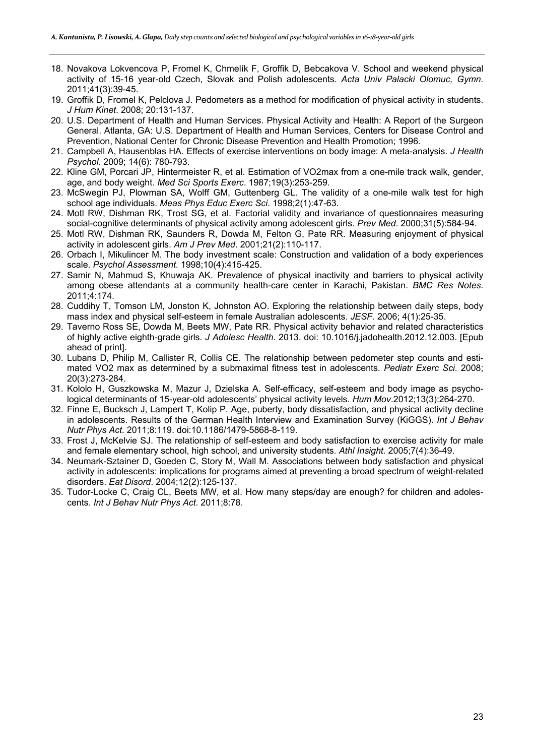18. Novakova Lokvencova P, Fromel K, Chmelík F, Groffik D, Bebcakova V. School and weekend physical activity of 15-16 year-old Czech, Slovak and Polish adolescents. *Acta Univ Palacki Olomuc, Gymn.* 2011;41(3):39-45.
19. Groffik D, Fromel K, Pelclova J. Pedometers as a method for modification of physical activity in students. *J Hum Kinet*. 2008; 20:131-137.
20. U.S. Department of Health and Human Services. Physical Activity and Health: A Report of the Surgeon General. Atlanta, GA: U.S. Department of Health and Human Services, Centers for Disease Control and Prevention, National Center for Chronic Disease Prevention and Health Promotion; 1996.
21. Campbell A, Hausenblas HA. Effects of exercise interventions on body image: A meta-analysis. *J Health Psychol*. 2009; 14(6): 780-793.
22. Kline GM, Porcari JP, Hintermeister R, et al. Estimation of VO2max from a one-mile track walk, gender, age, and body weight. *Med Sci Sports Exerc*. 1987;19(3):253-259.
23. McSwegin PJ, Plowman SA, Wolff GM, Guttenberg GL. The validity of a one-mile walk test for high school age individuals. *Meas Phys Educ Exerc Sci*. 1998;2(1):47-63.
24. Motl RW, Dishman RK, Trost SG, et al. Factorial validity and invariance of questionnaires measuring social-cognitive determinants of physical activity among adolescent girls. *Prev Med*. 2000;31(5):584-94.
25. Motl RW, Dishman RK, Saunders R, Dowda M, Felton G, Pate RR. Measuring enjoyment of physical activity in adolescent girls. *Am J Prev Med*. 2001;21(2):110-117.
26. Orbach I, Mikulincer M. The body investment scale: Construction and validation of a body experiences scale. *Psychol Assessment.* 1998;10(4):415-425.
27. Samir N, Mahmud S, Khuwaja AK. Prevalence of physical inactivity and barriers to physical activity among obese attendants at a community health-care center in Karachi, Pakistan. *BMC Res Notes*. 2011;4:174.
28. Cuddihy T, Tomson LM, Jonston K, Johnston AO. Exploring the relationship between daily steps, body mass index and physical self-esteem in female Australian adolescents. *JESF*. 2006; 4(1):25-35.
29. Taverno Ross SE, Dowda M, Beets MW, Pate RR. Physical activity behavior and related characteristics of highly active eighth-grade girls. *J Adolesc Health*. 2013. doi: 10.1016/j.jadohealth.2012.12.003. [Epub ahead of print].
30. Lubans D, Philip M, Callister R, Collis CE. The relationship between pedometer step counts and estimated VO2 max as determined by a submaximal fitness test in adolescents. *Pediatr Exerc Sci*. 2008; 20(3):273-284.
31. Kololo H, Guszkowska M, Mazur J, Dzielska A. Self-efficacy, self-esteem and body image as psychological determinants of 15-year-old adolescents' physical activity levels. *Hum Mov*.2012;13(3):264-270.
32. Finne E, Bucksch J, Lampert T, Kolip P. Age, puberty, body dissatisfaction, and physical activity decline in adolescents. Results of the German Health Interview and Examination Survey (KiGGS). *Int J Behav Nutr Phys Act*. 2011;8:119. doi:10.1186/1479-5868-8-119.
33. Frost J, McKelvie SJ. The relationship of self-esteem and body satisfaction to exercise activity for male and female elementary school, high school, and university students. *Athl Insight*. 2005;7(4):36-49.
34. Neumark-Sztainer D, Goeden C, Story M, Wall M. Associations between body satisfaction and physical activity in adolescents: implications for programs aimed at preventing a broad spectrum of weight-related disorders. *Eat Disord*. 2004;12(2):125-137.
35. Tudor-Locke C, Craig CL, Beets MW, et al. How many steps/day are enough? for children and adolescents. *Int J Behav Nutr Phys Act*. 2011;8:78.